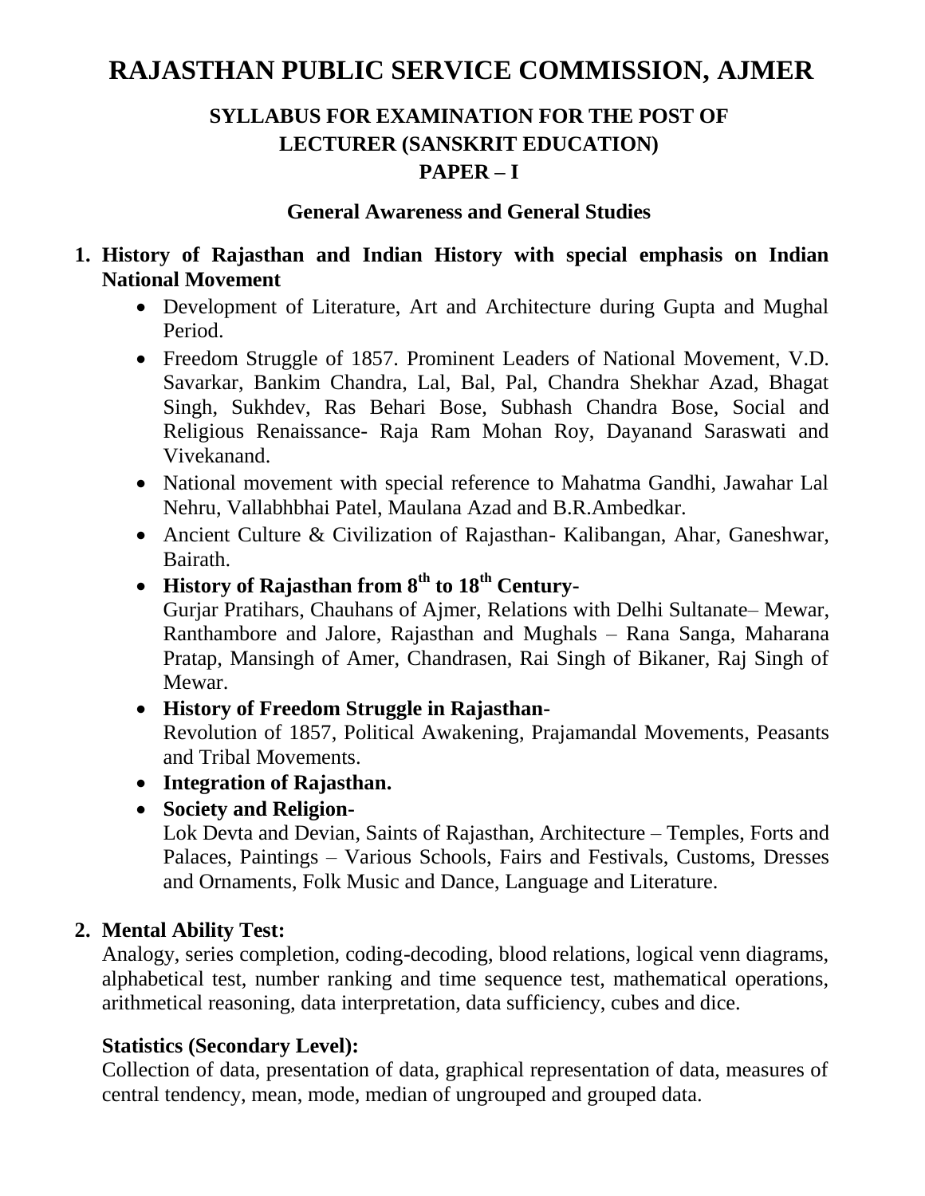# RAJASTHAN PUBLIC SERVICE COMMISSION, AJMER

## SYLLABUS FOR EXAMINATION FOR THE POST OF LECTURER (SANSKRIT EDUCATION)

## PAPER – I

### General Awareness and General Studies

1. **History of Rajasthan and Indian History with special emphasis on Indian National Movement**
   - Development of Literature, Art and Architecture during Gupta and Mughal Period.
   - Freedom Struggle of 1857. Prominent Leaders of National Movement, V.D. Savarkar, Bankim Chandra, Lal, Bal, Pal, Chandra Shekhar Azad, Bhagat Singh, Sukhdev, Ras Behari Bose, Subhash Chandra Bose, Social and Religious Renaissance- Raja Ram Mohan Roy, Dayanand Saraswati and Vivekanand.
   - National movement with special reference to Mahatma Gandhi, Jawahar Lal Nehru, Vallabhbhai Patel, Maulana Azad and B.R.Ambedkar.
   - Ancient Culture & Civilization of Rajasthan- Kalibangan, Ahar, Ganeshwar, Bairath.
   - **History of Rajasthan from 8th to 18th Century-**
     Gurjar Pratihars, Chauhans of Ajmer, Relations with Delhi Sultanate– Mewar, Ranthambore and Jalore, Rajasthan and Mughals – Rana Sanga, Maharana Pratap, Mansingh of Amer, Chandrasen, Rai Singh of Bikaner, Raj Singh of Mewar.
   - **History of Freedom Struggle in Rajasthan-**
     Revolution of 1857, Political Awakening, Prajamandal Movements, Peasants and Tribal Movements.
   - **Integration of Rajasthan.**
   - **Society and Religion-**
     Lok Devta and Devian, Saints of Rajasthan, Architecture – Temples, Forts and Palaces, Paintings – Various Schools, Fairs and Festivals, Customs, Dresses and Ornaments, Folk Music and Dance, Language and Literature.

2. **Mental Ability Test:**
   Analogy, series completion, coding-decoding, blood relations, logical venn diagrams, alphabetical test, number ranking and time sequence test, mathematical operations, arithmetical reasoning, data interpretation, data sufficiency, cubes and dice.

   **Statistics (Secondary Level):**
   Collection of data, presentation of data, graphical representation of data, measures of central tendency, mean, mode, median of ungrouped and grouped data.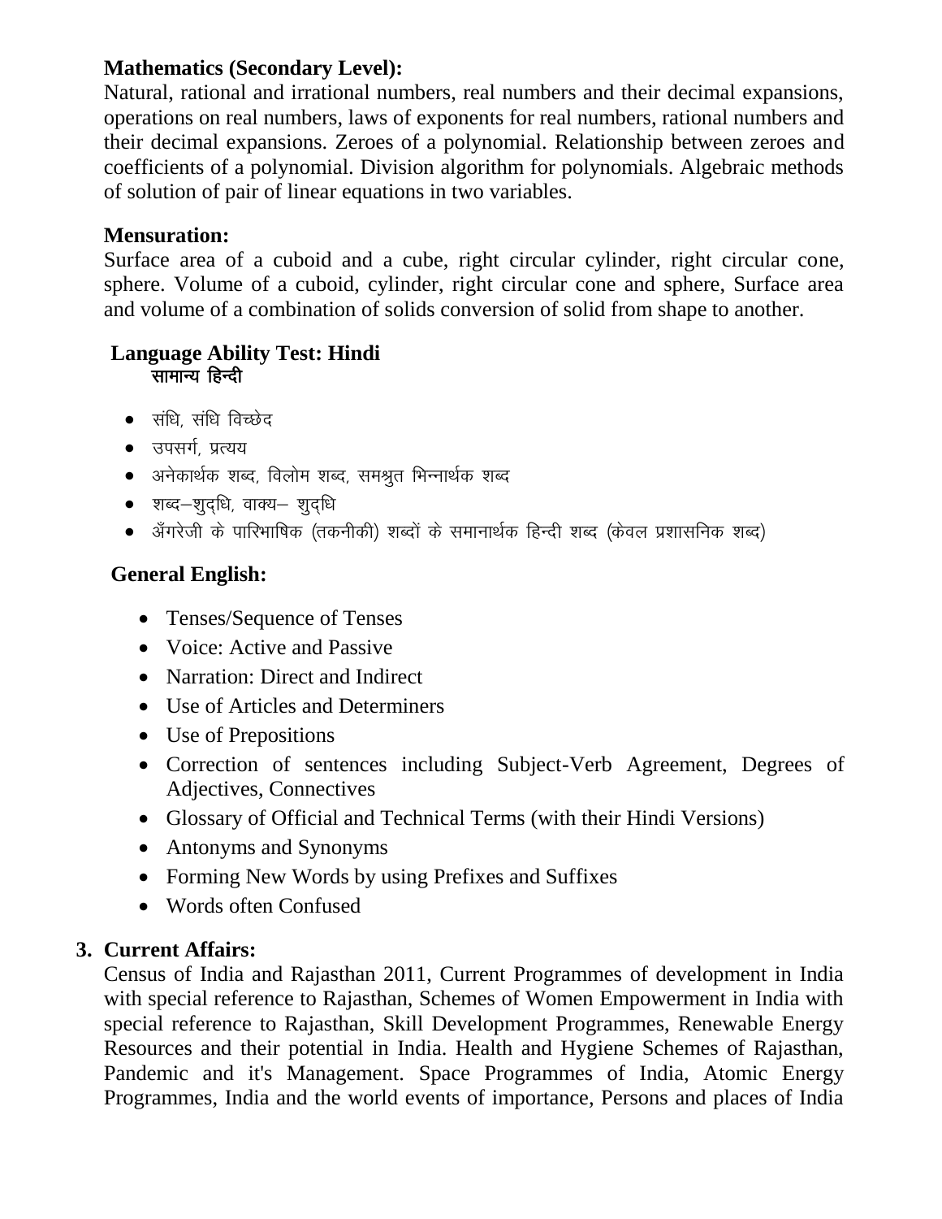**Mathematics (Secondary Level):**
Natural, rational and irrational numbers, real numbers and their decimal expansions, operations on real numbers, laws of exponents for real numbers, rational numbers and their decimal expansions. Zeroes of a polynomial. Relationship between zeroes and coefficients of a polynomial. Division algorithm for polynomials. Algebraic methods of solution of pair of linear equations in two variables.

**Mensuration:**
Surface area of a cuboid and a cube, right circular cylinder, right circular cone, sphere. Volume of a cuboid, cylinder, right circular cone and sphere, Surface area and volume of a combination of solids conversion of solid from shape to another.

**Language Ability Test: Hindi**
**सामान्य हिन्दी**

- संधि, संधि विच्छेद
- उपसर्ग, प्रत्यय
- अनेकार्थक शब्द, विलोम शब्द, समश्रुत भिन्नार्थक शब्द
- शब्द–शुद्धि, वाक्य– शुद्धि
- अँगरेजी के पारिभाषिक (तकनीकी) शब्दों के समानार्थक हिन्दी शब्द (केवल प्रशासनिक शब्द)

**General English:**

- Tenses/Sequence of Tenses
- Voice: Active and Passive
- Narration: Direct and Indirect
- Use of Articles and Determiners
- Use of Prepositions
- Correction of sentences including Subject-Verb Agreement, Degrees of Adjectives, Connectives
- Glossary of Official and Technical Terms (with their Hindi Versions)
- Antonyms and Synonyms
- Forming New Words by using Prefixes and Suffixes
- Words often Confused

**3. Current Affairs:**
Census of India and Rajasthan 2011, Current Programmes of development in India with special reference to Rajasthan, Schemes of Women Empowerment in India with special reference to Rajasthan, Skill Development Programmes, Renewable Energy Resources and their potential in India. Health and Hygiene Schemes of Rajasthan, Pandemic and it's Management. Space Programmes of India, Atomic Energy Programmes, India and the world events of importance, Persons and places of India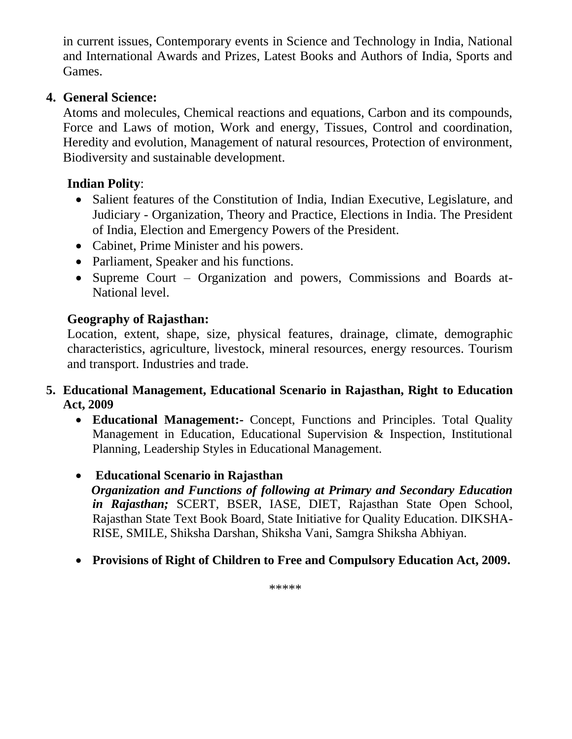in current issues, Contemporary events in Science and Technology in India, National and International Awards and Prizes, Latest Books and Authors of India, Sports and Games.

4. **General Science:**

   Atoms and molecules, Chemical reactions and equations, Carbon and its compounds, Force and Laws of motion, Work and energy, Tissues, Control and coordination, Heredity and evolution, Management of natural resources, Protection of environment, Biodiversity and sustainable development.

   **Indian Polity**:

   - Salient features of the Constitution of India, Indian Executive, Legislature, and Judiciary - Organization, Theory and Practice, Elections in India. The President of India, Election and Emergency Powers of the President.
   - Cabinet, Prime Minister and his powers.
   - Parliament, Speaker and his functions.
   - Supreme Court – Organization and powers, Commissions and Boards at-National level.

   **Geography of Rajasthan:**

   Location, extent, shape, size, physical features, drainage, climate, demographic characteristics, agriculture, livestock, mineral resources, energy resources. Tourism and transport. Industries and trade.

5. **Educational Management, Educational Scenario in Rajasthan, Right to Education Act, 2009**

   - **Educational Management:-** Concept, Functions and Principles. Total Quality Management in Education, Educational Supervision & Inspection, Institutional Planning, Leadership Styles in Educational Management.

   - **Educational Scenario in Rajasthan**

     ***Organization and Functions of following at Primary and Secondary Education in Rajasthan;*** SCERT, BSER, IASE, DIET, Rajasthan State Open School, Rajasthan State Text Book Board, State Initiative for Quality Education. DIKSHA-RISE, SMILE, Shiksha Darshan, Shiksha Vani, Samgra Shiksha Abhiyan.

   - **Provisions of Right of Children to Free and Compulsory Education Act, 2009.**

*****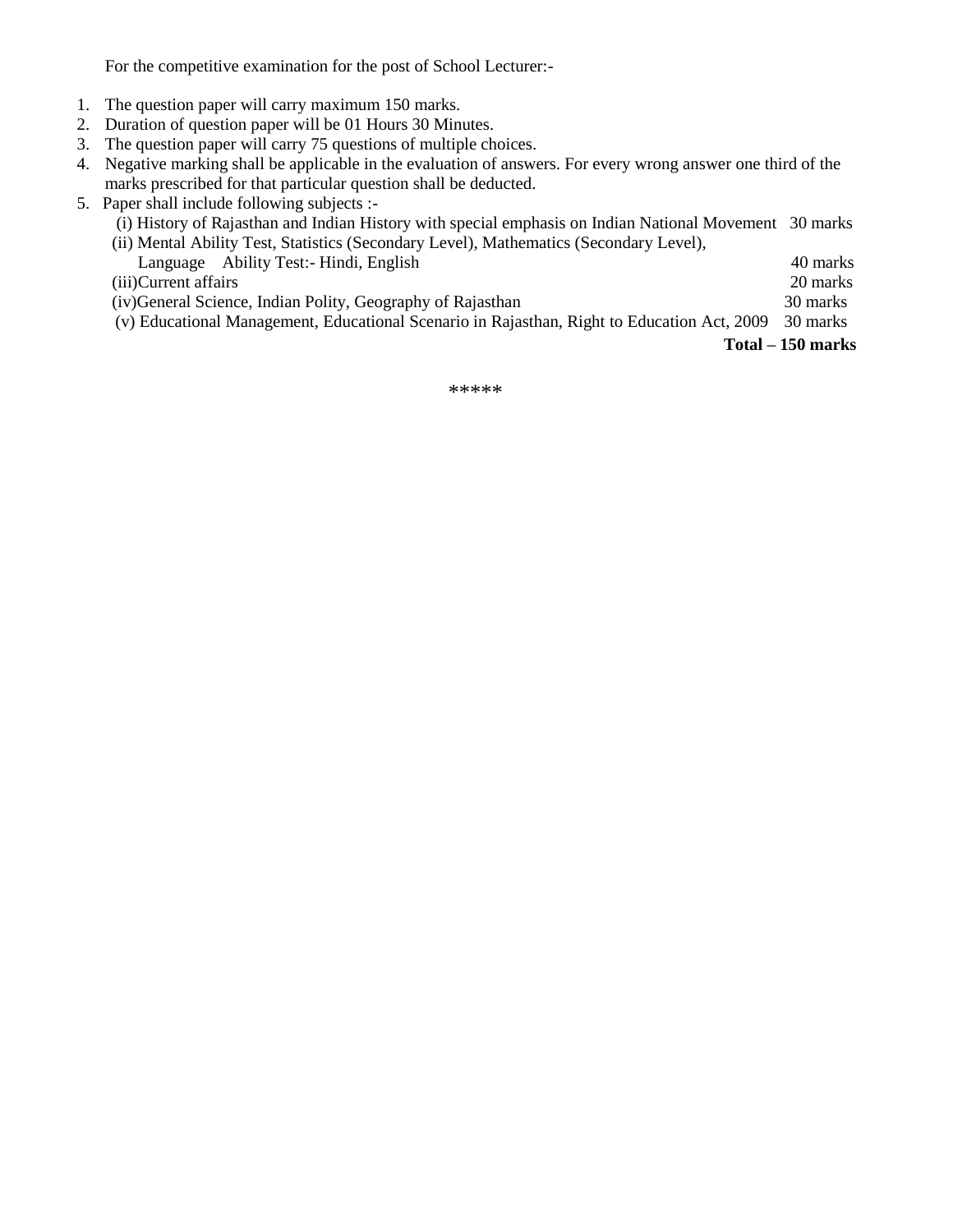For the competitive examination for the post of School Lecturer:-

1. The question paper will carry maximum 150 marks.
2. Duration of question paper will be 01 Hours 30 Minutes.
3. The question paper will carry 75 questions of multiple choices.
4. Negative marking shall be applicable in the evaluation of answers. For every wrong answer one third of the marks prescribed for that particular question shall be deducted.
5. Paper shall include following subjects :-

| | |
|---|---|
| (i) History of Rajasthan and Indian History with special emphasis on Indian National Movement | 30 marks |
| (ii) Mental Ability Test, Statistics (Secondary Level), Mathematics (Secondary Level), Language Ability Test:- Hindi, English | 40 marks |
| (iii) Current affairs | 20 marks |
| (iv) General Science, Indian Polity, Geography of Rajasthan | 30 marks |
| (v) Educational Management, Educational Scenario in Rajasthan, Right to Education Act, 2009 | 30 marks |
| | **Total – 150 marks** |

*****